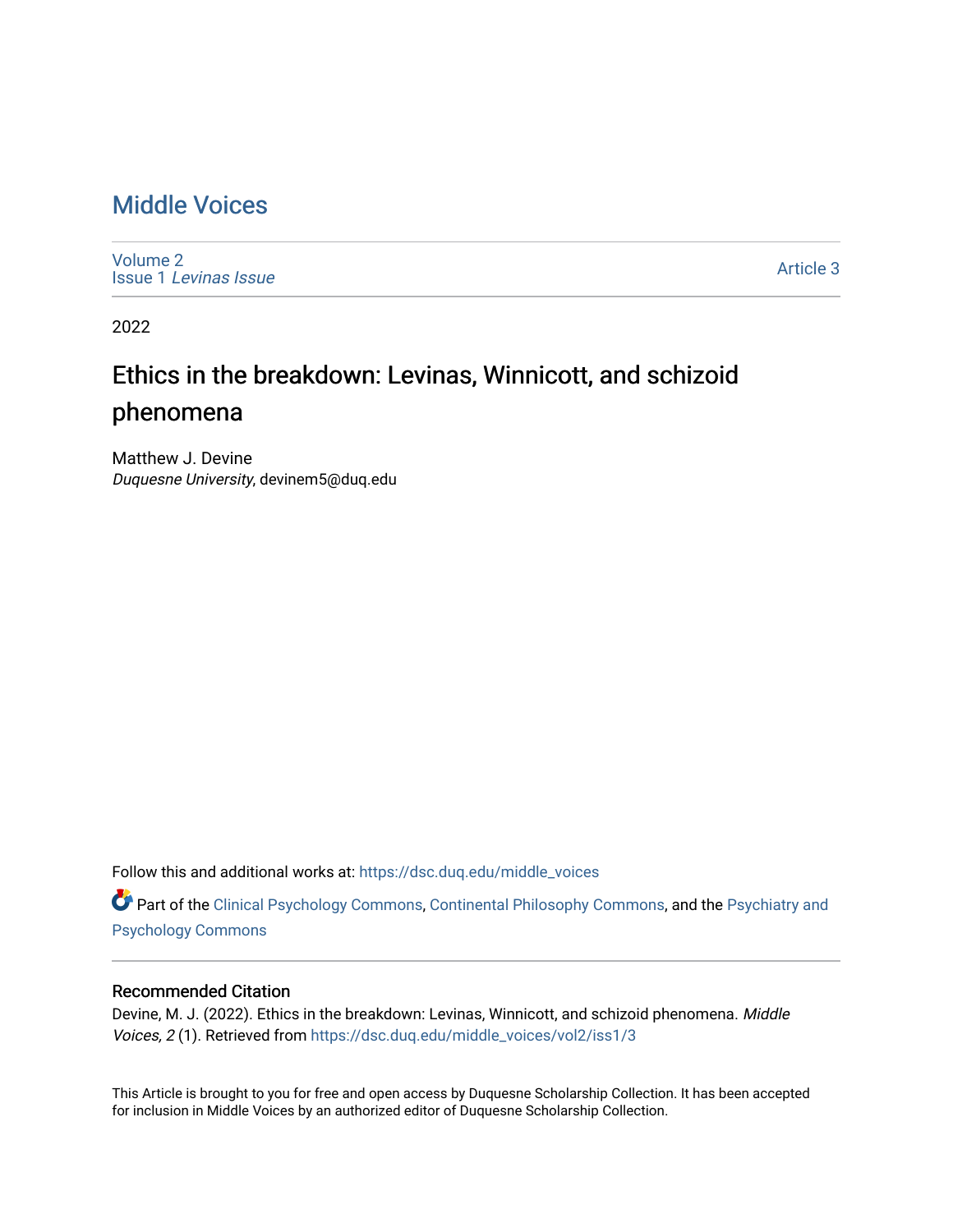# Middle Voices

Volume 2
Issue 1 *Levinas Issue*

Article 3

2022

## Ethics in the breakdown: Levinas, Winnicott, and schizoid phenomena

Matthew J. Devine
*Duquesne University*, devinem5@duq.edu

Follow this and additional works at: https://dsc.duq.edu/middle_voices

Part of the Clinical Psychology Commons, Continental Philosophy Commons, and the Psychiatry and Psychology Commons

### Recommended Citation

Devine, M. J. (2022). Ethics in the breakdown: Levinas, Winnicott, and schizoid phenomena. *Middle Voices, 2* (1). Retrieved from https://dsc.duq.edu/middle_voices/vol2/iss1/3

This Article is brought to you for free and open access by Duquesne Scholarship Collection. It has been accepted for inclusion in Middle Voices by an authorized editor of Duquesne Scholarship Collection.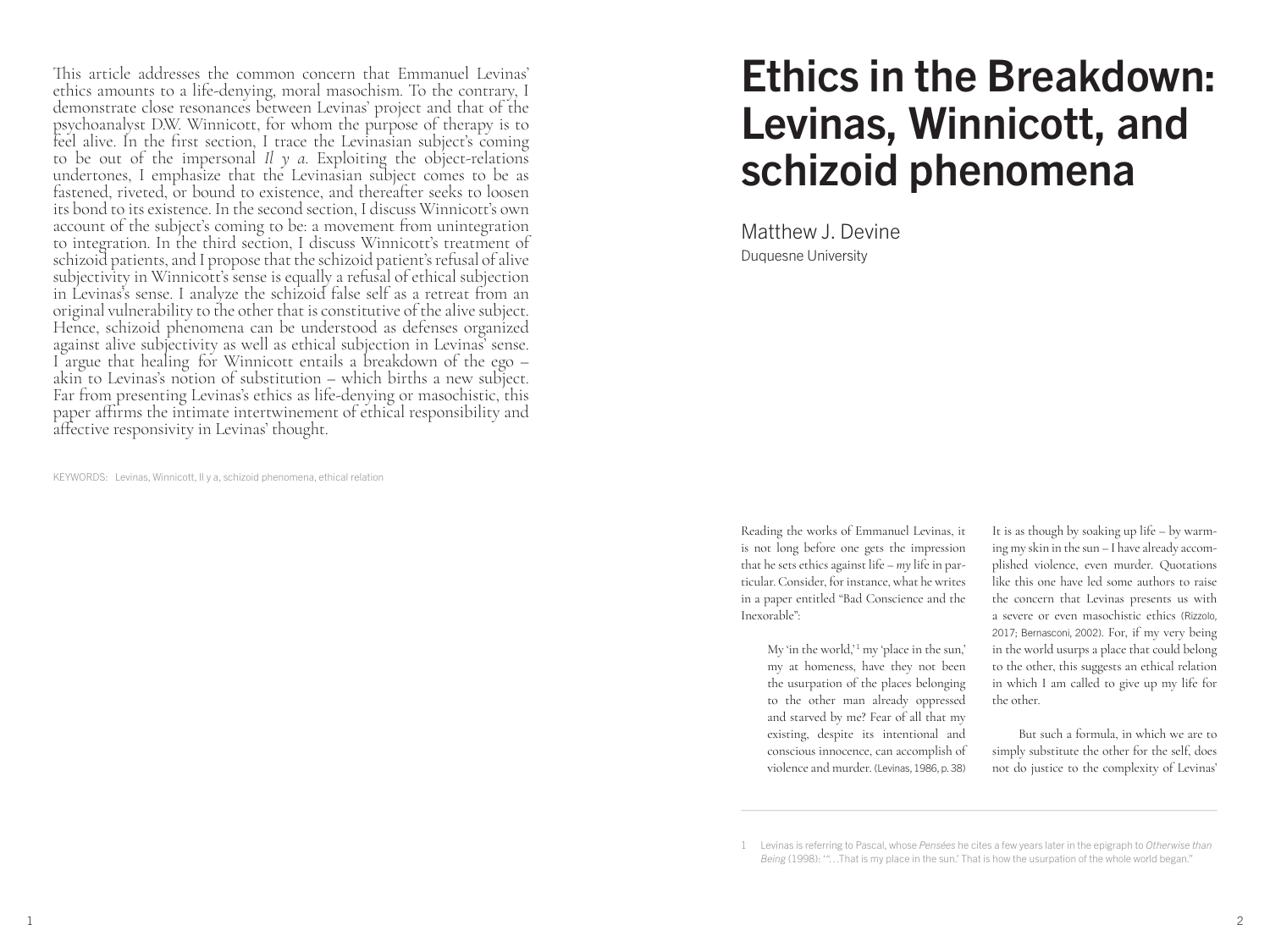This article addresses the common concern that Emmanuel Levinas' ethics amounts to a life-denying, moral masochism. To the contrary, I demonstrate close resonances between Levinas' project and that of the psychoanalyst D.W. Winnicott, for whom the purpose of therapy is to feel alive. In the first section, I trace the Levinasian subject's coming to be out of the impersonal *Il y a*. Exploiting the object-relations undertones, I emphasize that the Levinasian subject comes to be as fastened, riveted, or bound to existence, and thereafter seeks to loosen its bond to its existence. In the second section, I discuss Winnicott's own account of the subject's coming to be: a movement from unintegration to integration. In the third section, I discuss Winnicott's treatment of schizoid patients, and I propose that the schizoid patient's refusal of alive subjectivity in Winnicott's sense is equally a refusal of ethical subjection in Levinas's sense. I analyze the schizoid false self as a retreat from an original vulnerability to the other that is constitutive of the alive subject. Hence, schizoid phenomena can be understood as defenses organized against alive subjectivity as well as ethical subjection in Levinas' sense. I argue that healing for Winnicott entails a breakdown of the ego – akin to Levinas's notion of substitution – which births a new subject. Far from presenting Levinas's ethics as life-denying or masochistic, this paper affirms the intimate intertwinement of ethical responsibility and affective responsivity in Levinas' thought.

KEYWORDS: Levinas, Winnicott, Il y a, schizoid phenomena, ethical relation

# Ethics in the Breakdown: Levinas, Winnicott, and schizoid phenomena

Matthew J. Devine
Duquesne University

Reading the works of Emmanuel Levinas, it is not long before one gets the impression that he sets ethics against life – *my* life in particular. Consider, for instance, what he writes in a paper entitled "Bad Conscience and the Inexorable":

> My 'in the world,'[1] my 'place in the sun,' my at homeness, have they not been the usurpation of the places belonging to the other man already oppressed and starved by me? Fear of all that my existing, despite its intentional and conscious innocence, can accomplish of violence and murder. (Levinas, 1986, p. 38)

It is as though by soaking up life – by warming my skin in the sun – I have already accomplished violence, even murder. Quotations like this one have led some authors to raise the concern that Levinas presents us with a severe or even masochistic ethics (Rizzolo, 2017; Bernasconi, 2002). For, if my very being in the world usurps a place that could belong to the other, this suggests an ethical relation in which I am called to give up my life for the other.

But such a formula, in which we are to simply substitute the other for the self, does not do justice to the complexity of Levinas'

1 Levinas is referring to Pascal, whose *Pensées* he cites a few years later in the epigraph to *Otherwise than Being* (1998): '"…That is my place in the sun.' That is how the usurpation of the whole world began."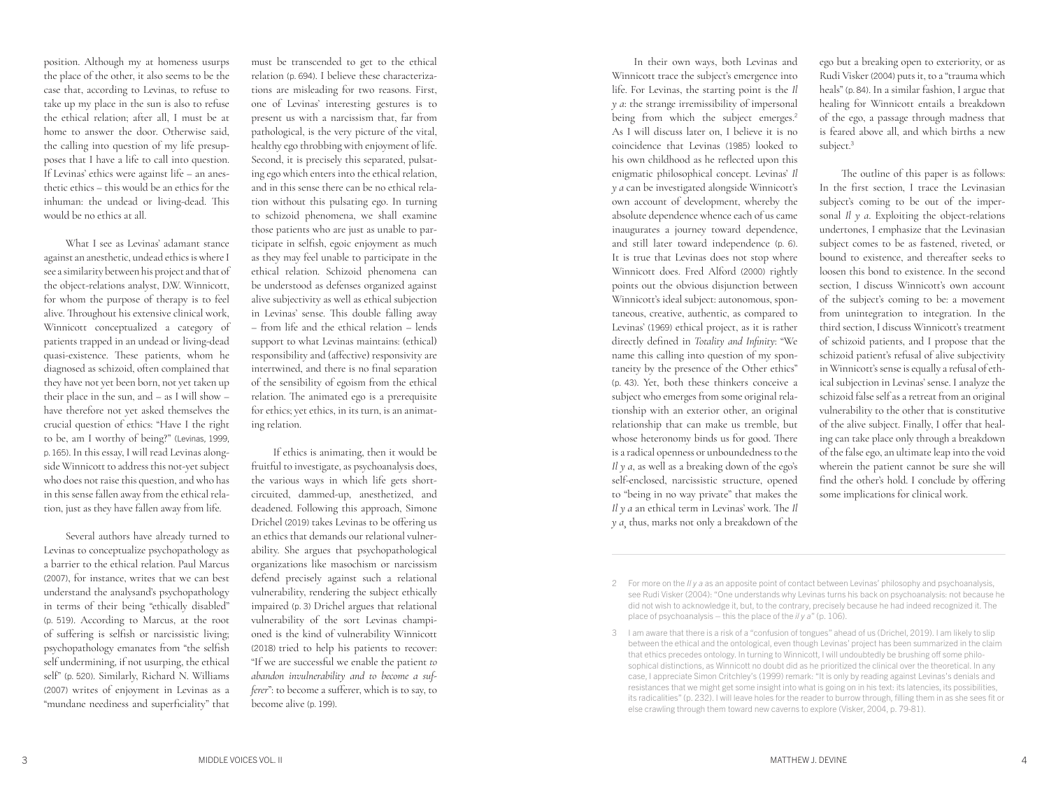position. Although my at homeness usurps the place of the other, it also seems to be the case that, according to Levinas, to refuse to take up my place in the sun is also to refuse the ethical relation; after all, I must be at home to answer the door. Otherwise said, the calling into question of my life presupposes that I have a life to call into question. If Levinas' ethics were against life – an anesthetic ethics – this would be an ethics for the inhuman: the undead or living-dead. This would be no ethics at all.

What I see as Levinas' adamant stance against an anesthetic, undead ethics is where I see a similarity between his project and that of the object-relations analyst, D.W. Winnicott, for whom the purpose of therapy is to feel alive. Throughout his extensive clinical work, Winnicott conceptualized a category of patients trapped in an undead or living-dead quasi-existence. These patients, whom he diagnosed as schizoid, often complained that they have not yet been born, not yet taken up their place in the sun, and – as I will show – have therefore not yet asked themselves the crucial question of ethics: "Have I the right to be, am I worthy of being?" (Levinas, 1999, p. 165). In this essay, I will read Levinas alongside Winnicott to address this not-yet subject who does not raise this question, and who has in this sense fallen away from the ethical relation, just as they have fallen away from life.

Several authors have already turned to Levinas to conceptualize psychopathology as a barrier to the ethical relation. Paul Marcus (2007), for instance, writes that we can best understand the analysand's psychopathology in terms of their being "ethically disabled" (p. 519). According to Marcus, at the root of suffering is selfish or narcissistic living; psychopathology emanates from "the selfish self undermining, if not usurping, the ethical self" (p. 520). Similarly, Richard N. Williams (2007) writes of enjoyment in Levinas as a "mundane neediness and superficiality" that must be transcended to get to the ethical relation (p. 694). I believe these characterizations are misleading for two reasons. First, one of Levinas' interesting gestures is to present us with a narcissism that, far from pathological, is the very picture of the vital, healthy ego throbbing with enjoyment of life. Second, it is precisely this separated, pulsating ego which enters into the ethical relation, and in this sense there can be no ethical relation without this pulsating ego. In turning to schizoid phenomena, we shall examine those patients who are just as unable to participate in selfish, egoic enjoyment as much as they may feel unable to participate in the ethical relation. Schizoid phenomena can be understood as defenses organized against alive subjectivity as well as ethical subjection in Levinas' sense. This double falling away – from life and the ethical relation – lends support to what Levinas maintains: (ethical) responsibility and (affective) responsivity are intertwined, and there is no final separation of the sensibility of egoism from the ethical relation. The animated ego is a prerequisite for ethics; yet ethics, in its turn, is an animating relation.

If ethics is animating, then it would be fruitful to investigate, as psychoanalysis does, the various ways in which life gets short-circuited, dammed-up, anesthetized, and deadened. Following this approach, Simone Drichel (2019) takes Levinas to be offering us an ethics that demands our relational vulnerability. She argues that psychopathological organizations like masochism or narcissism defend precisely against such a relational vulnerability, rendering the subject ethically impaired (p. 3) Drichel argues that relational vulnerability of the sort Levinas championed is the kind of vulnerability Winnicott (2018) tried to help his patients to recover: "If we are successful we enable the patient *to abandon invulnerability and to become a sufferer*": to become a sufferer, which is to say, to become alive (p. 199).

In their own ways, both Levinas and Winnicott trace the subject's emergence into life. For Levinas, the starting point is the *Il y a*: the strange irremissibility of impersonal being from which the subject emerges.[2] As I will discuss later on, I believe it is no coincidence that Levinas (1985) looked to his own childhood as he reflected upon this enigmatic philosophical concept. Levinas' *Il y a* can be investigated alongside Winnicott's own account of development, whereby the absolute dependence whence each of us came inaugurates a journey toward dependence, and still later toward independence (p. 6). It is true that Levinas does not stop where Winnicott does. Fred Alford (2000) rightly points out the obvious disjunction between Winnicott's ideal subject: autonomous, spontaneous, creative, authentic, as compared to Levinas' (1969) ethical project, as it is rather directly defined in *Totality and Infinity*: "We name this calling into question of my spontaneity by the presence of the Other ethics" (p. 43). Yet, both these thinkers conceive a subject who emerges from some original relationship with an exterior other, an original relationship that can make us tremble, but whose heteronomy binds us for good. There is a radical openness or unboundedness to the *Il y a*, as well as a breaking down of the ego's self-enclosed, narcissistic structure, opened to "being in no way private" that makes the *Il y a* an ethical term in Levinas' work. The *Il y a*, thus, marks not only a breakdown of the ego but a breaking open to exteriority, or as Rudi Visker (2004) puts it, to a "trauma which heals" (p. 84). In a similar fashion, I argue that healing for Winnicott entails a breakdown of the ego, a passage through madness that is feared above all, and which births a new subject.[3]

The outline of this paper is as follows: In the first section, I trace the Levinasian subject's coming to be out of the impersonal *Il y a*. Exploiting the object-relations undertones, I emphasize that the Levinasian subject comes to be as fastened, riveted, or bound to existence, and thereafter seeks to loosen this bond to existence. In the second section, I discuss Winnicott's own account of the subject's coming to be: a movement from unintegration to integration. In the third section, I discuss Winnicott's treatment of schizoid patients, and I propose that the schizoid patient's refusal of alive subjectivity in Winnicott's sense is equally a refusal of ethical subjection in Levinas' sense. I analyze the schizoid false self as a retreat from an original vulnerability to the other that is constitutive of the alive subject. Finally, I offer that healing can take place only through a breakdown of the false ego, an ultimate leap into the void wherein the patient cannot be sure she will find the other's hold. I conclude by offering some implications for clinical work.

---

2 For more on the *Il y a* as an apposite point of contact between Levinas' philosophy and psychoanalysis, see Rudi Visker (2004): "One understands why Levinas turns his back on psychoanalysis: not because he did not wish to acknowledge it, but, to the contrary, precisely because he had indeed recognized it. The place of psychoanalysis — this the place of the *il y a*" (p. 106).

3 I am aware that there is a risk of a "confusion of tongues" ahead of us (Drichel, 2019). I am likely to slip between the ethical and the ontological, even though Levinas' project has been summarized in the claim that ethics precedes ontology. In turning to Winnicott, I will undoubtedly be brushing off some philosophical distinctions, as Winnicott no doubt did as he prioritized the clinical over the theoretical. In any case, I appreciate Simon Critchley's (1999) remark: "It is only by reading against Levinas's denials and resistances that we might get some insight into what is going on in his text: its latencies, its possibilities, its radicalities" (p. 232). I will leave holes for the reader to burrow through, filling them in as she sees fit or else crawling through them toward new caverns to explore (Visker, 2004, p. 79-81).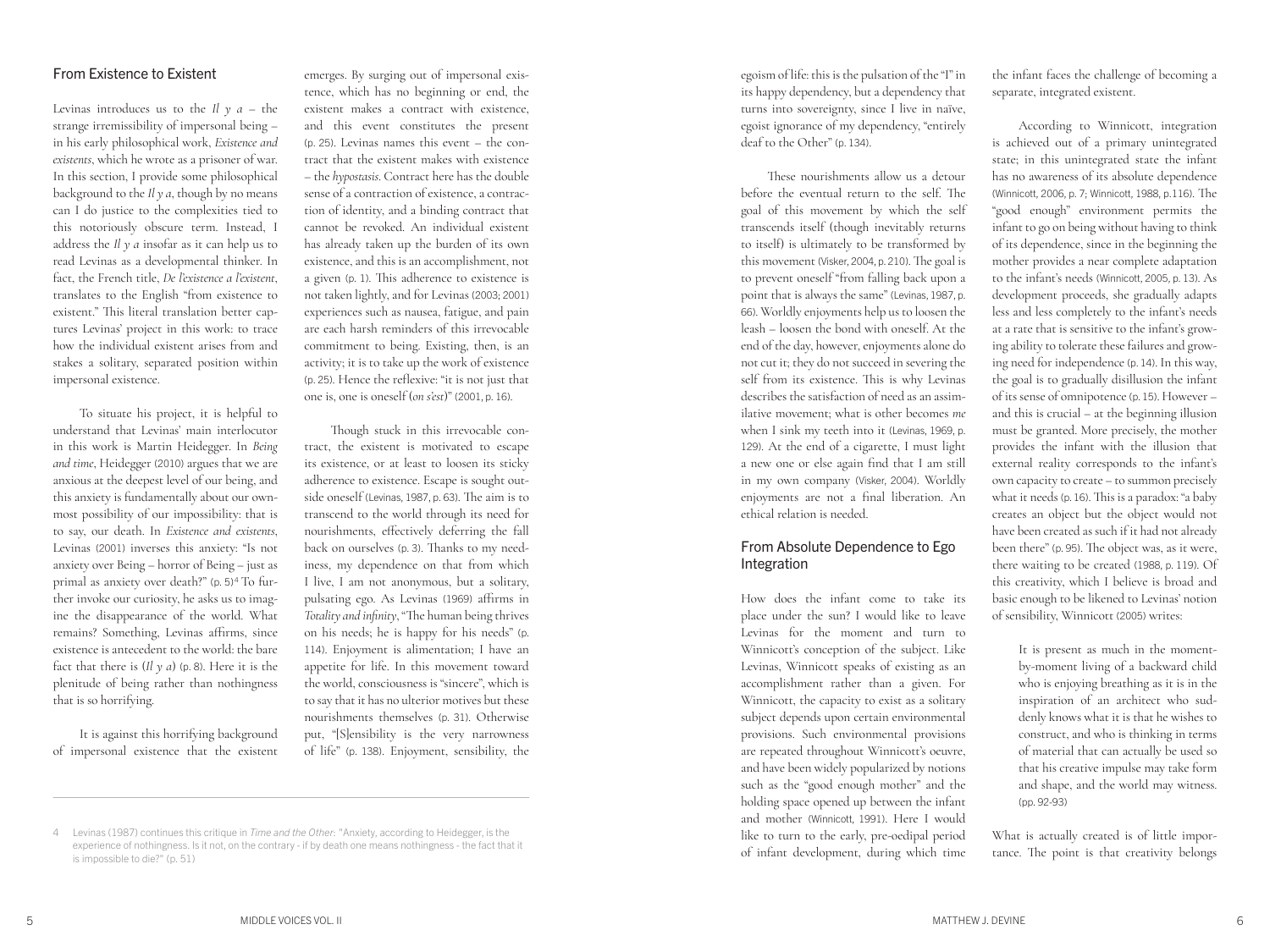## From Existence to Existent

Levinas introduces us to the *Il y a* – the strange irremissibility of impersonal being – in his early philosophical work, *Existence and existents*, which he wrote as a prisoner of war. In this section, I provide some philosophical background to the *Il y a*, though by no means can I do justice to the complexities tied to this notoriously obscure term. Instead, I address the *Il y a* insofar as it can help us to read Levinas as a developmental thinker. In fact, the French title, *De l'existence a l'existent*, translates to the English "from existence to existent." This literal translation better captures Levinas' project in this work: to trace how the individual existent arises from and stakes a solitary, separated position within impersonal existence.

To situate his project, it is helpful to understand that Levinas' main interlocutor in this work is Martin Heidegger. In *Being and time*, Heidegger (2010) argues that we are anxious at the deepest level of our being, and this anxiety is fundamentally about our ownmost possibility of our impossibility: that is to say, our death. In *Existence and existents*, Levinas (2001) inverses this anxiety: "Is not anxiety over Being – horror of Being – just as primal as anxiety over death?" (p. 5)[4] To further invoke our curiosity, he asks us to imagine the disappearance of the world. What remains? Something, Levinas affirms, since existence is antecedent to the world: the bare fact that there is (*Il y a*) (p. 8). Here it is the plenitude of being rather than nothingness that is so horrifying.

It is against this horrifying background of impersonal existence that the existent emerges. By surging out of impersonal existence, which has no beginning or end, the existent makes a contract with existence, and this event constitutes the present (p. 25). Levinas names this event – the contract that the existent makes with existence – the *hypostasis*. Contract here has the double sense of a contraction of existence, a contraction of identity, and a binding contract that cannot be revoked. An individual existent has already taken up the burden of its own existence, and this is an accomplishment, not a given (p. 1). This adherence to existence is not taken lightly, and for Levinas (2003; 2001) experiences such as nausea, fatigue, and pain are each harsh reminders of this irrevocable commitment to being. Existing, then, is an activity; it is to take up the work of existence (p. 25). Hence the reflexive: "it is not just that one is, one is oneself (*on s'est*)" (2001, p. 16).

Though stuck in this irrevocable contract, the existent is motivated to escape its existence, or at least to loosen its sticky adherence to existence. Escape is sought outside oneself (Levinas, 1987, p. 63). The aim is to transcend to the world through its need for nourishments, effectively deferring the fall back on ourselves (p. 3). Thanks to my neediness, my dependence on that from which I live, I am not anonymous, but a solitary, pulsating ego. As Levinas (1969) affirms in *Totality and infinity*, "The human being thrives on his needs; he is happy for his needs" (p. 114). Enjoyment is alimentation; I have an appetite for life. In this movement toward the world, consciousness is "sincere", which is to say that it has no ulterior motives but these nourishments themselves (p. 31). Otherwise put, "[S]ensibility is the very narrowness of life" (p. 138). Enjoyment, sensibility, the egoism of life: this is the pulsation of the "I" in its happy dependency, but a dependency that turns into sovereignty, since I live in naïve, egoist ignorance of my dependency, "entirely deaf to the Other" (p. 134).

These nourishments allow us a detour before the eventual return to the self. The goal of this movement by which the self transcends itself (though inevitably returns to itself) is ultimately to be transformed by this movement (Visker, 2004, p. 210). The goal is to prevent oneself "from falling back upon a point that is always the same" (Levinas, 1987, p. 66). Worldly enjoyments help us to loosen the leash – loosen the bond with oneself. At the end of the day, however, enjoyments alone do not cut it; they do not succeed in severing the self from its existence. This is why Levinas describes the satisfaction of need as an assimilative movement; what is other becomes *me* when I sink my teeth into it (Levinas, 1969, p. 129). At the end of a cigarette, I must light a new one or else again find that I am still in my own company (Visker, 2004). Worldly enjoyments are not a final liberation. An ethical relation is needed.

## From Absolute Dependence to Ego Integration

How does the infant come to take its place under the sun? I would like to leave Levinas for the moment and turn to Winnicott's conception of the subject. Like Levinas, Winnicott speaks of existing as an accomplishment rather than a given. For Winnicott, the capacity to exist as a solitary subject depends upon certain environmental provisions. Such environmental provisions are repeated throughout Winnicott's oeuvre, and have been widely popularized by notions such as the "good enough mother" and the holding space opened up between the infant and mother (Winnicott, 1991). Here I would like to turn to the early, pre-oedipal period of infant development, during which time the infant faces the challenge of becoming a separate, integrated existent.

According to Winnicott, integration is achieved out of a primary unintegrated state; in this unintegrated state the infant has no awareness of its absolute dependence (Winnicott, 2006, p. 7; Winnicott, 1988, p.116). The "good enough" environment permits the infant to go on being without having to think of its dependence, since in the beginning the mother provides a near complete adaptation to the infant's needs (Winnicott, 2005, p. 13). As development proceeds, she gradually adapts less and less completely to the infant's needs at a rate that is sensitive to the infant's growing ability to tolerate these failures and growing need for independence (p. 14). In this way, the goal is to gradually disillusion the infant of its sense of omnipotence (p. 15). However – and this is crucial – at the beginning illusion must be granted. More precisely, the mother provides the infant with the illusion that external reality corresponds to the infant's own capacity to create – to summon precisely what it needs (p. 16). This is a paradox: "a baby creates an object but the object would not have been created as such if it had not already been there" (p. 95). The object was, as it were, there waiting to be created (1988, p. 119). Of this creativity, which I believe is broad and basic enough to be likened to Levinas' notion of sensibility, Winnicott (2005) writes:

> It is present as much in the moment-by-moment living of a backward child who is enjoying breathing as it is in the inspiration of an architect who suddenly knows what it is that he wishes to construct, and who is thinking in terms of material that can actually be used so that his creative impulse may take form and shape, and the world may witness. (pp. 92-93)

What is actually created is of little importance. The point is that creativity belongs

---

4 Levinas (1987) continues this critique in *Time and the Other*: "Anxiety, according to Heidegger, is the experience of nothingness. Is it not, on the contrary - if by death one means nothingness - the fact that it is impossible to die?" (p. 51)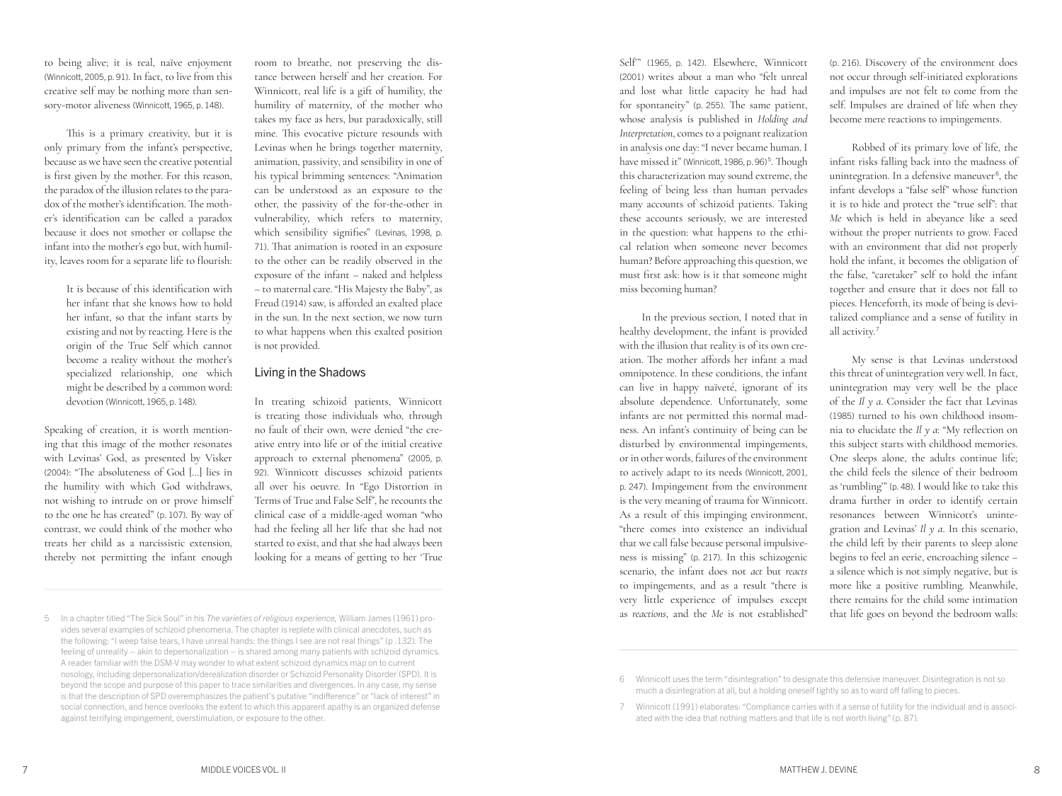to being alive; it is real, naïve enjoyment (Winnicott, 2005, p. 91). In fact, to live from this creative self may be nothing more than sensory-motor aliveness (Winnicott, 1965, p. 148).

This is a primary creativity, but it is only primary from the infant's perspective, because as we have seen the creative potential is first given by the mother. For this reason, the paradox of the illusion relates to the paradox of the mother's identification. The mother's identification can be called a paradox because it does not smother or collapse the infant into the mother's ego but, with humility, leaves room for a separate life to flourish:

> It is because of this identification with her infant that she knows how to hold her infant, so that the infant starts by existing and not by reacting. Here is the origin of the True Self which cannot become a reality without the mother's specialized relationship, one which might be described by a common word: devotion (Winnicott, 1965, p. 148).

Speaking of creation, it is worth mentioning that this image of the mother resonates with Levinas' God, as presented by Visker (2004): "The absoluteness of God [...] lies in the humility with which God withdraws, not wishing to intrude on or prove himself to the one he has created" (p. 107). By way of contrast, we could think of the mother who treats her child as a narcissistic extension, thereby not permitting the infant enough room to breathe, not preserving the distance between herself and her creation. For Winnicott, real life is a gift of humility, the humility of maternity, of the mother who takes my face as hers, but paradoxically, still mine. This evocative picture resounds with Levinas when he brings together maternity, animation, passivity, and sensibility in one of his typical brimming sentences: "Animation can be understood as an exposure to the other, the passivity of the for-the-other in vulnerability, which refers to maternity, which sensibility signifies" (Levinas, 1998, p. 71). That animation is rooted in an exposure to the other can be readily observed in the exposure of the infant – naked and helpless – to maternal care. "His Majesty the Baby", as Freud (1914) saw, is afforded an exalted place in the sun. In the next section, we now turn to what happens when this exalted position is not provided.

## Living in the Shadows

In treating schizoid patients, Winnicott is treating those individuals who, through no fault of their own, were denied "the creative entry into life or of the initial creative approach to external phenomena" (2005, p. 92). Winnicott discusses schizoid patients all over his oeuvre. In "Ego Distortion in Terms of True and False Self", he recounts the clinical case of a middle-aged woman "who had the feeling all her life that she had not started to exist, and that she had always been looking for a means of getting to her 'True Self'" (1965, p. 142). Elsewhere, Winnicott (2001) writes about a man who "felt unreal and lost what little capacity he had had for spontaneity" (p. 255). The same patient, whose analysis is published in *Holding and Interpretation*, comes to a poignant realization in analysis one day: "I never became human. I have missed it" (Winnicott, 1986, p. 96)[5]. Though this characterization may sound extreme, the feeling of being less than human pervades many accounts of schizoid patients. Taking these accounts seriously, we are interested in the question: what happens to the ethical relation when someone never becomes human? Before approaching this question, we must first ask: how is it that someone might miss becoming human?

In the previous section, I noted that in healthy development, the infant is provided with the illusion that reality is of its own creation. The mother affords her infant a mad omnipotence. In these conditions, the infant can live in happy naïveté, ignorant of its absolute dependence. Unfortunately, some infants are not permitted this normal madness. An infant's continuity of being can be disturbed by environmental impingements, or in other words, failures of the environment to actively adapt to its needs (Winnicott, 2001, p. 247). Impingement from the environment is the very meaning of trauma for Winnicott. As a result of this impinging environment, "there comes into existence an individual that we call false because personal impulsiveness is missing" (p. 217). In this schizogenic scenario, the infant does not *act* but *reacts* to impingements, and as a result "there is very little experience of impulses except as *reactions*, and the *Me* is not established" (p. 216). Discovery of the environment does not occur through self-initiated explorations and impulses are not felt to come from the self. Impulses are drained of life when they become mere reactions to impingements.

Robbed of its primary love of life, the infant risks falling back into the madness of unintegration. In a defensive maneuver[6], the infant develops a "false self" whose function it is to hide and protect the "true self": that *Me* which is held in abeyance like a seed without the proper nutrients to grow. Faced with an environment that did not properly hold the infant, it becomes the obligation of the false, "caretaker" self to hold the infant together and ensure that it does not fall to pieces. Henceforth, its mode of being is devitalized compliance and a sense of futility in all activity.[7]

My sense is that Levinas understood this threat of unintegration very well. In fact, unintegration may very well be the place of the *Il y a*. Consider the fact that Levinas (1985) turned to his own childhood insomnia to elucidate the *Il y a*: "My reflection on this subject starts with childhood memories. One sleeps alone, the adults continue life; the child feels the silence of their bedroom as 'rumbling'" (p. 48). I would like to take this drama further in order to identify certain resonances between Winnicott's unintegration and Levinas' *Il y a*. In this scenario, the child left by their parents to sleep alone begins to feel an eerie, encroaching silence – a silence which is not simply negative, but is more like a positive rumbling. Meanwhile, there remains for the child some intimation that life goes on beyond the bedroom walls:

---

5 In a chapter titled "The Sick Soul" in his *The varieties of religious experience,* William James (1961) provides several examples of schizoid phenomena. The chapter is replete with clinical anecdotes, such as the following: "I weep false tears, I have unreal hands: the things I see are not real things" (p .132). The feeling of unreality — akin to depersonalization — is shared among many patients with schizoid dynamics. A reader familiar with the DSM-V may wonder to what extent schizoid dynamics map on to current nosology, including depersonalization/derealization disorder or Schizoid Personality Disorder (SPD). It is beyond the scope and purpose of this paper to trace similarities and divergences. In any case, my sense is that the description of SPD overemphasizes the patient's putative "indifference" or "lack of interest" in social connection, and hence overlooks the extent to which this apparent apathy is an organized defense against terrifying impingement, overstimulation, or exposure to the other.

6 Winnicott uses the term "disintegration" to designate this defensive maneuver. Disintegration is not so much a disintegration at all, but a holding oneself tightly so as to ward off falling to pieces.

7 Winnicott (1991) elaborates: "Compliance carries with it a sense of futility for the individual and is associated with the idea that nothing matters and that life is not worth living" (p. 87).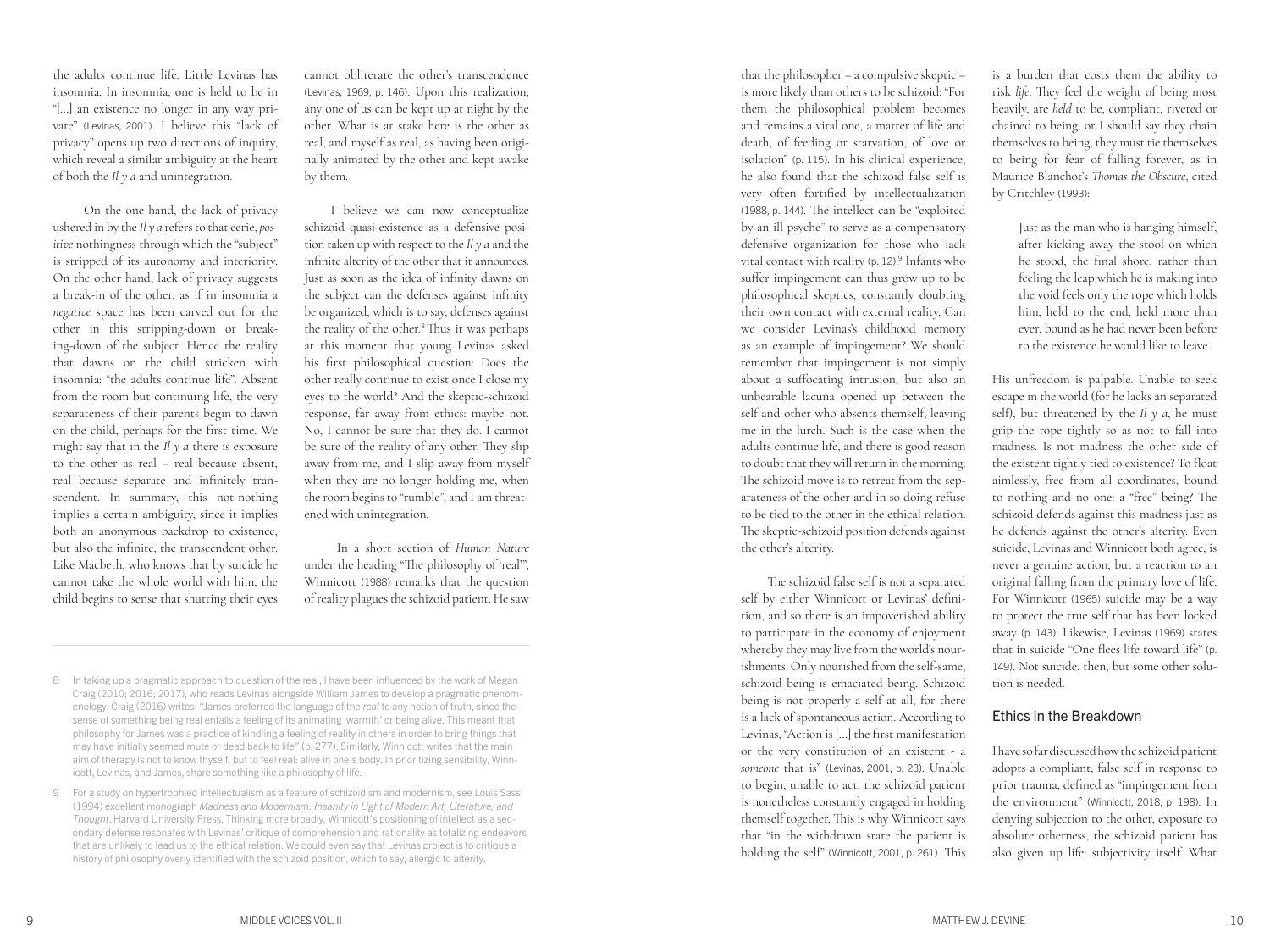the adults continue life. Little Levinas has insomnia. In insomnia, one is held to be in "[…] an existence no longer in any way private" (Levinas, 2001). I believe this "lack of privacy" opens up two directions of inquiry, which reveal a similar ambiguity at the heart of both the *Il y a* and unintegration.

On the one hand, the lack of privacy ushered in by the *Il y a* refers to that eerie, *positive* nothingness through which the "subject" is stripped of its autonomy and interiority. On the other hand, lack of privacy suggests a break-in of the other, as if in insomnia a *negative* space has been carved out for the other in this stripping-down or breaking-down of the subject. Hence the reality that dawns on the child stricken with insomnia: "the adults continue life". Absent from the room but continuing life, the very separateness of their parents begin to dawn on the child, perhaps for the first time. We might say that in the *Il y a* there is exposure to the other as real – real because absent, real because separate and infinitely transcendent. In summary, this not-nothing implies a certain ambiguity, since it implies both an anonymous backdrop to existence, but also the infinite, the transcendent other. Like Macbeth, who knows that by suicide he cannot take the whole world with him, the child begins to sense that shutting their eyes cannot obliterate the other's transcendence (Levinas, 1969, p. 146). Upon this realization, any one of us can be kept up at night by the other. What is at stake here is the other as real, and myself as real, as having been originally animated by the other and kept awake by them.

I believe we can now conceptualize schizoid quasi-existence as a defensive position taken up with respect to the *Il y a* and the infinite alterity of the other that it announces. Just as soon as the idea of infinity dawns on the subject can the defenses against infinity be organized, which is to say, defenses against the reality of the other.[8] Thus it was perhaps at this moment that young Levinas asked his first philosophical question: Does the other really continue to exist once I close my eyes to the world? And the skeptic-schizoid response, far away from ethics: maybe not. No, I cannot be sure that they do. I cannot be sure of the reality of any other. They slip away from me, and I slip away from myself when they are no longer holding me, when the room begins to "rumble", and I am threatened with unintegration.

In a short section of *Human Nature* under the heading "The philosophy of 'real'", Winnicott (1988) remarks that the question of reality plagues the schizoid patient. He saw that the philosopher – a compulsive skeptic – is more likely than others to be schizoid: "For them the philosophical problem becomes and remains a vital one, a matter of life and death, of feeding or starvation, of love or isolation" (p. 115). In his clinical experience, he also found that the schizoid false self is very often fortified by intellectualization (1988, p. 144). The intellect can be "exploited by an ill psyche" to serve as a compensatory defensive organization for those who lack vital contact with reality (p. 12).[9] Infants who suffer impingement can thus grow up to be philosophical skeptics, constantly doubting their own contact with external reality. Can we consider Levinas's childhood memory as an example of impingement? We should remember that impingement is not simply about a suffocating intrusion, but also an unbearable lacuna opened up between the self and other who absents themself, leaving me in the lurch. Such is the case when the adults continue life, and there is good reason to doubt that they will return in the morning. The schizoid move is to retreat from the separateness of the other and in so doing refuse to be tied to the other in the ethical relation. The skeptic-schizoid position defends against the other's alterity.

The schizoid false self is not a separated self by either Winnicott or Levinas' definition, and so there is an impoverished ability to participate in the economy of enjoyment whereby they may live from the world's nourishments. Only nourished from the self-same, schizoid being is emaciated being. Schizoid being is not properly a self at all, for there is a lack of spontaneous action. According to Levinas, "Action is […] the first manifestation or the very constitution of an existent - a *someone* that is" (Levinas, 2001, p. 23). Unable to begin, unable to act, the schizoid patient is nonetheless constantly engaged in holding themself together. This is why Winnicott says that "in the withdrawn state the patient is holding the self" (Winnicott, 2001, p. 261). This is a burden that costs them the ability to risk *life*. They feel the weight of being most heavily, are *held* to be, compliant, riveted or chained to being, or I should say they chain themselves to being; they must tie themselves to being for fear of falling forever, as in Maurice Blanchot's *Thomas the Obscure*, cited by Critchley (1993):

> Just as the man who is hanging himself, after kicking away the stool on which he stood, the final shore, rather than feeling the leap which he is making into the void feels only the rope which holds him, held to the end, held more than ever, bound as he had never been before to the existence he would like to leave.

His unfreedom is palpable. Unable to seek escape in the world (for he lacks an separated self), but threatened by the *Il y a*, he must grip the rope tightly so as not to fall into madness. Is not madness the other side of the existent tightly tied to existence? To float aimlessly, free from all coordinates, bound to nothing and no one: a "free" being? The schizoid defends against this madness just as he defends against the other's alterity. Even suicide, Levinas and Winnicott both agree, is never a genuine action, but a reaction to an original falling from the primary love of life. For Winnicott (1965) suicide may be a way to protect the true self that has been locked away (p. 143). Likewise, Levinas (1969) states that in suicide "One flees life toward life" (p. 149). Not suicide, then, but some other solution is needed.

## Ethics in the Breakdown

I have so far discussed how the schizoid patient adopts a compliant, false self in response to prior trauma, defined as "impingement from the environment" (Winnicott, 2018, p. 198). In denying subjection to the other, exposure to absolute otherness, the schizoid patient has also given up life: subjectivity itself. What

---

8 In taking up a pragmatic approach to question of the real, I have been influenced by the work of Megan Craig (2010; 2016; 2017), who reads Levinas alongside William James to develop a pragmatic phenomenology. Craig (2016) writes: "James preferred the language of the *real* to any notion of truth, since the sense of something being real entails a feeling of its animating 'warmth' or being alive. This meant that philosophy for James was a practice of kindling a feeling of reality in others in order to bring things that may have initially seemed mute or dead back to life" (p. 277). Similarly, Winnicott writes that the main aim of therapy is not to know thyself, but to feel real: alive in one's body. In prioritizing sensibility, Winnicott, Levinas, and James, share something like a philosophy of life.

9 For a study on hypertrophied intellectualism as a feature of schizoidism and modernism, see Louis Sass' (1994) excellent monograph *Madness and Modernism: Insanity in Light of Modern Art, Literature, and Thought*. Harvard University Press. Thinking more broadly, Winnicott's positioning of intellect as a secondary defense resonates with Levinas' critique of comprehension and rationality as totalizing endeavors that are unlikely to lead us to the ethical relation. We could even say that Levinas project is to critique a history of philosophy overly identified with the schizoid position, which to say, allergic to alterity.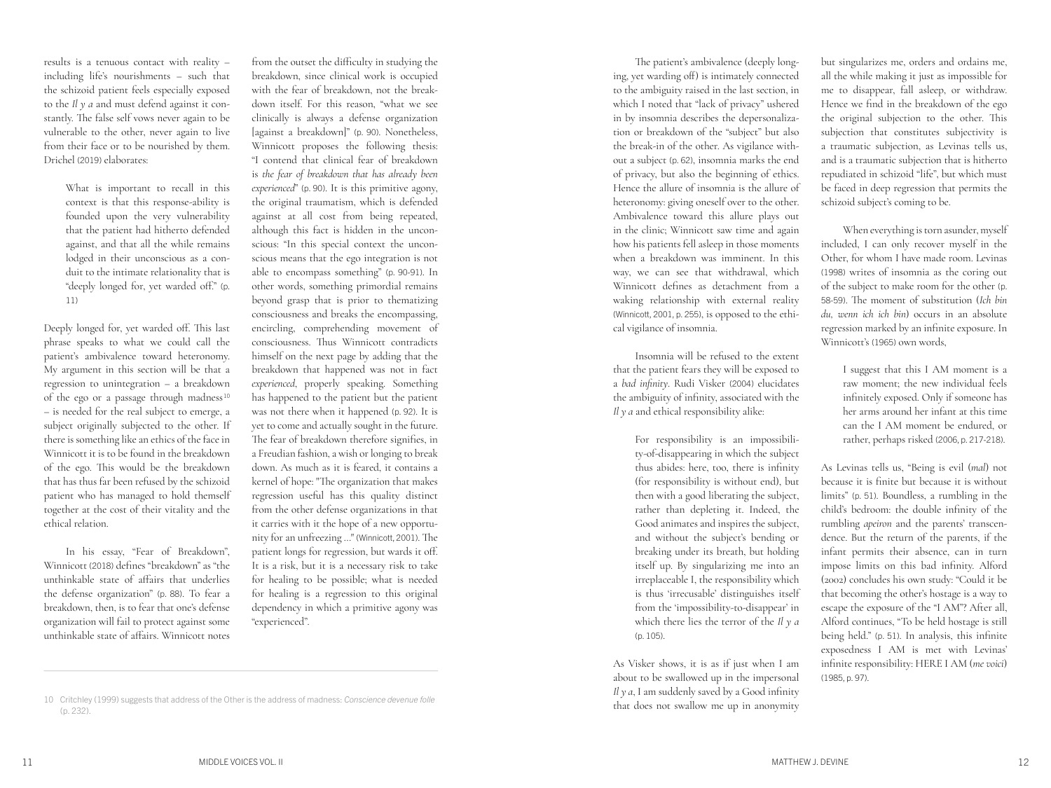results is a tenuous contact with reality – including life's nourishments – such that the schizoid patient feels especially exposed to the *Il y a* and must defend against it constantly. The false self vows never again to be vulnerable to the other, never again to live from their face or to be nourished by them. Drichel (2019) elaborates:

> What is important to recall in this context is that this response-ability is founded upon the very vulnerability that the patient had hitherto defended against, and that all the while remains lodged in their unconscious as a conduit to the intimate relationality that is "deeply longed for, yet warded off." (p. 11)

Deeply longed for, yet warded off. This last phrase speaks to what we could call the patient's ambivalence toward heteronomy. My argument in this section will be that a regression to unintegration – a breakdown of the ego or a passage through madness[10] – is needed for the real subject to emerge, a subject originally subjected to the other. If there is something like an ethics of the face in Winnicott it is to be found in the breakdown of the ego. This would be the breakdown that has thus far been refused by the schizoid patient who has managed to hold themself together at the cost of their vitality and the ethical relation.

In his essay, "Fear of Breakdown", Winnicott (2018) defines "breakdown" as "the unthinkable state of affairs that underlies the defense organization" (p. 88). To fear a breakdown, then, is to fear that one's defense organization will fail to protect against some unthinkable state of affairs. Winnicott notes from the outset the difficulty in studying the breakdown, since clinical work is occupied with the fear of breakdown, not the breakdown itself. For this reason, "what we see clinically is always a defense organization [against a breakdown]" (p. 90). Nonetheless, Winnicott proposes the following thesis: "I contend that clinical fear of breakdown is *the fear of breakdown that has already been experienced*" (p. 90). It is this primitive agony, the original traumatism, which is defended against at all cost from being repeated, although this fact is hidden in the unconscious: "In this special context the unconscious means that the ego integration is not able to encompass something" (p. 90-91). In other words, something primordial remains beyond grasp that is prior to thematizing consciousness and breaks the encompassing, encircling, comprehending movement of consciousness. Thus Winnicott contradicts himself on the next page by adding that the breakdown that happened was not in fact *experienced*, properly speaking. Something has happened to the patient but the patient was not there when it happened (p. 92). It is yet to come and actually sought in the future. The fear of breakdown therefore signifies, in a Freudian fashion, a wish or longing to break down. As much as it is feared, it contains a kernel of hope: "The organization that makes regression useful has this quality distinct from the other defense organizations in that it carries with it the hope of a new opportunity for an unfreezing ..." (Winnicott, 2001). The patient longs for regression, but wards it off. It is a risk, but it is a necessary risk to take for healing to be possible; what is needed for healing is a regression to this original dependency in which a primitive agony was "experienced".

The patient's ambivalence (deeply longing, yet warding off) is intimately connected to the ambiguity raised in the last section, in which I noted that "lack of privacy" ushered in by insomnia describes the depersonalization or breakdown of the "subject" but also the break-in of the other. As vigilance without a subject (p. 62), insomnia marks the end of privacy, but also the beginning of ethics. Hence the allure of insomnia is the allure of heteronomy: giving oneself over to the other. Ambivalence toward this allure plays out in the clinic; Winnicott saw time and again how his patients fell asleep in those moments when a breakdown was imminent. In this way, we can see that withdrawal, which Winnicott defines as detachment from a waking relationship with external reality (Winnicott, 2001, p. 255), is opposed to the ethical vigilance of insomnia.

Insomnia will be refused to the extent that the patient fears they will be exposed to a *bad infinity*. Rudi Visker (2004) elucidates the ambiguity of infinity, associated with the *Il y a* and ethical responsibility alike:

> For responsibility is an impossibility-of-disappearing in which the subject thus abides: here, too, there is infinity (for responsibility is without end), but then with a good liberating the subject, rather than depleting it. Indeed, the Good animates and inspires the subject, and without the subject's bending or breaking under its breath, but holding itself up. By singularizing me into an irreplaceable I, the responsibility which is thus 'irrecusable' distinguishes itself from the 'impossibility-to-disappear' in which there lies the terror of the *Il y a* (p. 105).

As Visker shows, it is as if just when I am about to be swallowed up in the impersonal *Il y a*, I am suddenly saved by a Good infinity that does not swallow me up in anonymity but singularizes me, orders and ordains me, all the while making it just as impossible for me to disappear, fall asleep, or withdraw. Hence we find in the breakdown of the ego the original subjection to the other. This subjection that constitutes subjectivity is a traumatic subjection, as Levinas tells us, and is a traumatic subjection that is hitherto repudiated in schizoid "life", but which must be faced in deep regression that permits the schizoid subject's coming to be.

When everything is torn asunder, myself included, I can only recover myself in the Other, for whom I have made room. Levinas (1998) writes of insomnia as the coring out of the subject to make room for the other (p. 58-59). The moment of substitution (*Ich bin du, wenn ich ich bin*) occurs in an absolute regression marked by an infinite exposure. In Winnicott's (1965) own words,

> I suggest that this I AM moment is a raw moment; the new individual feels infinitely exposed. Only if someone has her arms around her infant at this time can the I AM moment be endured, or rather, perhaps risked (2006, p. 217-218).

As Levinas tells us, "Being is evil (*mal*) not because it is finite but because it is without limits" (p. 51). Boundless, a rumbling in the child's bedroom: the double infinity of the rumbling *apeiron* and the parents' transcendence. But the return of the parents, if the infant permits their absence, can in turn impose limits on this bad infinity. Alford (2002) concludes his own study: "Could it be that becoming the other's hostage is a way to escape the exposure of the "I AM"? After all, Alford continues, "To be held hostage is still being held." (p. 51). In analysis, this infinite exposedness I AM is met with Levinas' infinite responsibility: HERE I AM (*me voici*) (1985, p. 97).

---

10 Critchley (1999) suggests that address of the Other is the address of madness: *Conscience devenue folle* (p. 232).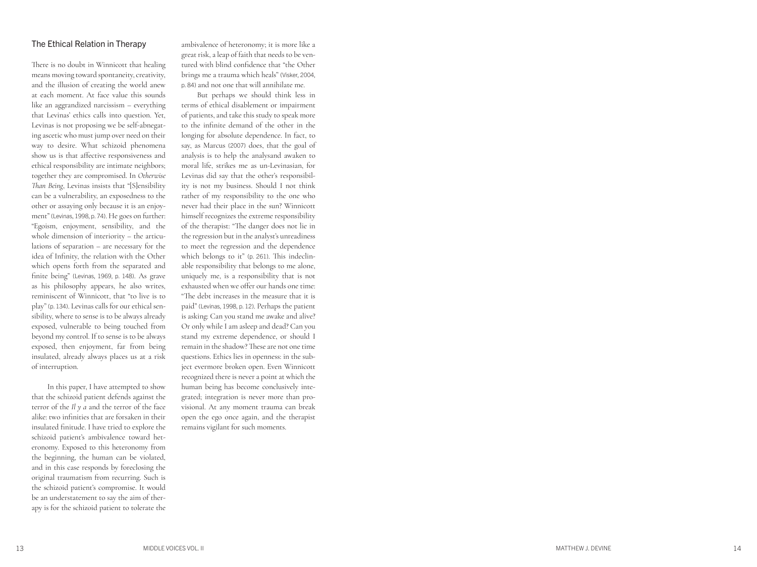## The Ethical Relation in Therapy

There is no doubt in Winnicott that healing means moving toward spontaneity, creativity, and the illusion of creating the world anew at each moment. At face value this sounds like an aggrandized narcissism – everything that Levinas' ethics calls into question. Yet, Levinas is not proposing we be self-abnegating ascetic who must jump over need on their way to desire. What schizoid phenomena show us is that affective responsiveness and ethical responsibility are intimate neighbors; together they are compromised. In *Otherwise Than Being*, Levinas insists that "[S]ensibility can be a vulnerability, an exposedness to the other or assaying only because it is an enjoyment" (Levinas, 1998, p. 74). He goes on further: "Egoism, enjoyment, sensibility, and the whole dimension of interiority – the articulations of separation – are necessary for the idea of Infinity, the relation with the Other which opens forth from the separated and finite being" (Levinas, 1969, p. 148). As grave as his philosophy appears, he also writes, reminiscent of Winnicott, that "to live is to play" (p. 134). Levinas calls for our ethical sensibility, where to sense is to be always already exposed, vulnerable to being touched from beyond my control. If to sense is to be always exposed, then enjoyment, far from being insulated, already always places us at a risk of interruption.

In this paper, I have attempted to show that the schizoid patient defends against the terror of the *Il y a* and the terror of the face alike: two infinities that are forsaken in their insulated finitude. I have tried to explore the schizoid patient's ambivalence toward heteronomy. Exposed to this heteronomy from the beginning, the human can be violated, and in this case responds by foreclosing the original traumatism from recurring. Such is the schizoid patient's compromise. It would be an understatement to say the aim of therapy is for the schizoid patient to tolerate the ambivalence of heteronomy; it is more like a great risk, a leap of faith that needs to be ventured with blind confidence that "the Other brings me a trauma which heals" (Visker, 2004, p. 84) and not one that will annihilate me.

But perhaps we should think less in terms of ethical disablement or impairment of patients, and take this study to speak more to the infinite demand of the other in the longing for absolute dependence. In fact, to say, as Marcus (2007) does, that the goal of analysis is to help the analysand awaken to moral life, strikes me as un-Levinasian, for Levinas did say that the other's responsibility is not my business. Should I not think rather of my responsibility to the one who never had their place in the sun? Winnicott himself recognizes the extreme responsibility of the therapist: "The danger does not lie in the regression but in the analyst's unreadiness to meet the regression and the dependence which belongs to it" (p. 261). This indeclinable responsibility that belongs to me alone, uniquely me, is a responsibility that is not exhausted when we offer our hands one time: "The debt increases in the measure that it is paid" (Levinas, 1998, p. 12). Perhaps the patient is asking: Can you stand me awake and alive? Or only while I am asleep and dead? Can you stand my extreme dependence, or should I remain in the shadow? These are not one time questions. Ethics lies in openness: in the subject evermore broken open. Even Winnicott recognized there is never a point at which the human being has become conclusively integrated; integration is never more than provisional. At any moment trauma can break open the ego once again, and the therapist remains vigilant for such moments.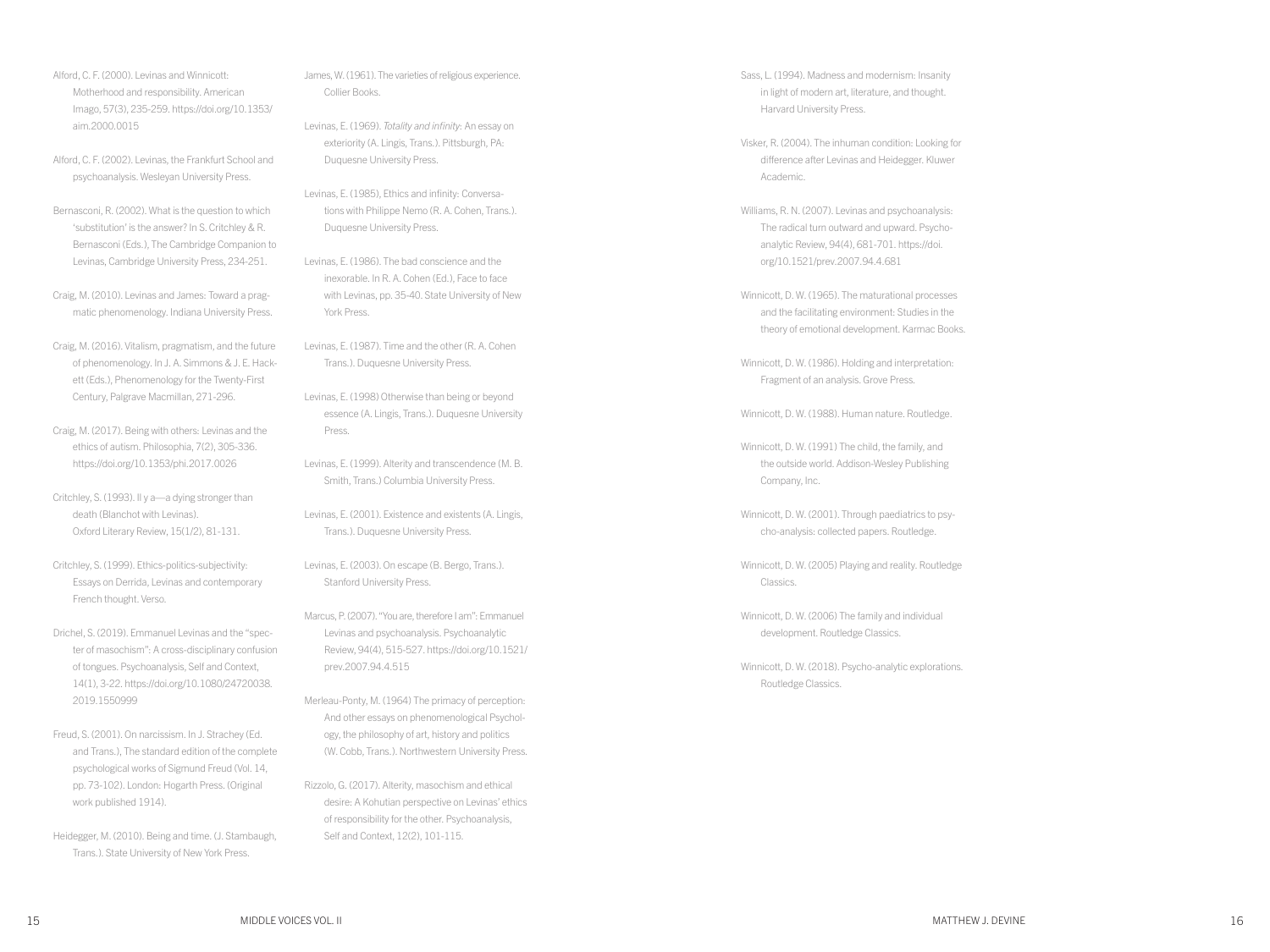Alford, C. F. (2000). Levinas and Winnicott: Motherhood and responsibility. American Imago, 57(3), 235-259. https://doi.org/10.1353/aim.2000.0015

Alford, C. F. (2002). Levinas, the Frankfurt School and psychoanalysis. Wesleyan University Press.

Bernasconi, R. (2002). What is the question to which 'substitution' is the answer? In S. Critchley & R. Bernasconi (Eds.), The Cambridge Companion to Levinas, Cambridge University Press, 234-251.

Craig, M. (2010). Levinas and James: Toward a pragmatic phenomenology. Indiana University Press.

Craig, M. (2016). Vitalism, pragmatism, and the future of phenomenology. In J. A. Simmons & J. E. Hackett (Eds.), Phenomenology for the Twenty-First Century, Palgrave Macmillan, 271-296.

Craig, M. (2017). Being with others: Levinas and the ethics of autism. Philosophia, 7(2), 305-336. https://doi.org/10.1353/phi.2017.0026

Critchley, S. (1993). Il y a—a dying stronger than death (Blanchot with Levinas). Oxford Literary Review, 15(1/2), 81-131.

Critchley, S. (1999). Ethics-politics-subjectivity: Essays on Derrida, Levinas and contemporary French thought. Verso.

Drichel, S. (2019). Emmanuel Levinas and the "specter of masochism": A cross-disciplinary confusion of tongues. Psychoanalysis, Self and Context, 14(1), 3-22. https://doi.org/10.1080/24720038.2019.1550999

Freud, S. (2001). On narcissism. In J. Strachey (Ed. and Trans.), The standard edition of the complete psychological works of Sigmund Freud (Vol. 14, pp. 73-102). London: Hogarth Press. (Original work published 1914).

Heidegger, M. (2010). Being and time. (J. Stambaugh, Trans.). State University of New York Press.

James, W. (1961). The varieties of religious experience. Collier Books.

Levinas, E. (1969). *Totality and infinity*: An essay on exteriority (A. Lingis, Trans.). Pittsburgh, PA: Duquesne University Press.

Levinas, E. (1985), Ethics and infinity: Conversations with Philippe Nemo (R. A. Cohen, Trans.). Duquesne University Press.

Levinas, E. (1986). The bad conscience and the inexorable. In R. A. Cohen (Ed.), Face to face with Levinas, pp. 35-40. State University of New York Press.

Levinas, E. (1987). Time and the other (R. A. Cohen Trans.). Duquesne University Press.

Levinas, E. (1998) Otherwise than being or beyond essence (A. Lingis, Trans.). Duquesne University Press.

Levinas, E. (1999). Alterity and transcendence (M. B. Smith, Trans.) Columbia University Press.

Levinas, E. (2001). Existence and existents (A. Lingis, Trans.). Duquesne University Press.

Levinas, E. (2003). On escape (B. Bergo, Trans.). Stanford University Press.

Marcus, P. (2007). "You are, therefore I am": Emmanuel Levinas and psychoanalysis. Psychoanalytic Review, 94(4), 515-527. https://doi.org/10.1521/prev.2007.94.4.515

Merleau-Ponty, M. (1964) The primacy of perception: And other essays on phenomenological Psychology, the philosophy of art, history and politics (W. Cobb, Trans.). Northwestern University Press.

Rizzolo, G. (2017). Alterity, masochism and ethical desire: A Kohutian perspective on Levinas' ethics of responsibility for the other. Psychoanalysis, Self and Context, 12(2), 101-115.

Sass, L. (1994). Madness and modernism: Insanity in light of modern art, literature, and thought. Harvard University Press.

Visker, R. (2004). The inhuman condition: Looking for difference after Levinas and Heidegger. Kluwer Academic.

Williams, R. N. (2007). Levinas and psychoanalysis: The radical turn outward and upward. Psychoanalytic Review, 94(4), 681-701. https://doi.org/10.1521/prev.2007.94.4.681

Winnicott, D. W. (1965). The maturational processes and the facilitating environment: Studies in the theory of emotional development. Karmac Books.

Winnicott, D. W. (1986). Holding and interpretation: Fragment of an analysis. Grove Press.

Winnicott, D. W. (1988). Human nature. Routledge.

Winnicott, D. W. (1991) The child, the family, and the outside world. Addison-Wesley Publishing Company, Inc.

Winnicott, D. W. (2001). Through paediatrics to psycho-analysis: collected papers. Routledge.

Winnicott, D. W. (2005) Playing and reality. Routledge Classics.

Winnicott, D. W. (2006) The family and individual development. Routledge Classics.

Winnicott, D. W. (2018). Psycho-analytic explorations. Routledge Classics.